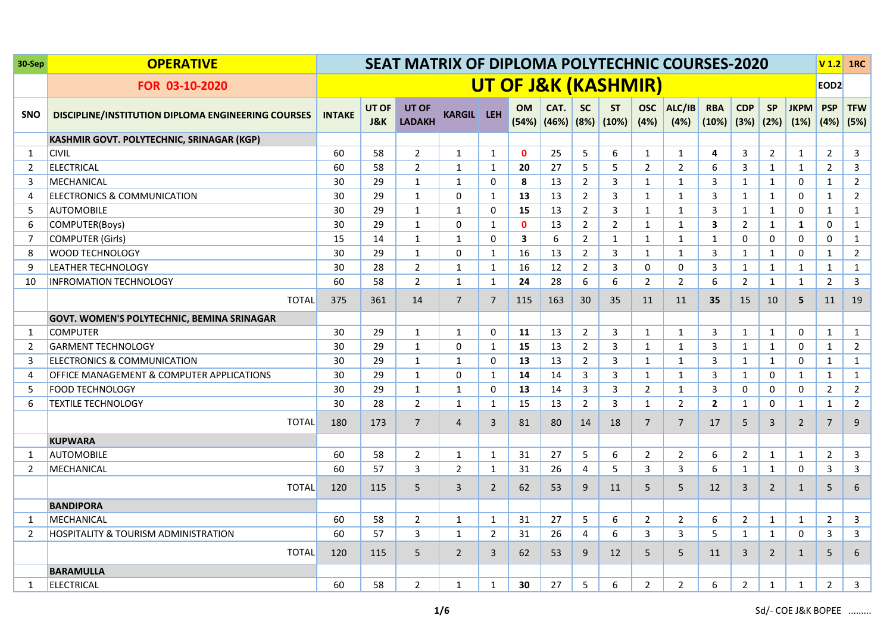| 30-Sep | OPERATIVE | SEAT MATRIX OF DIPLOMA POLYTECHNIC COURSES-2020 | | | | | | | | | | | | | | | | V 1.2 | 1RC |
|---|---|---|---|---|---|---|---|---|---|---|---|---|---|---|---|---|---|---|---|
| | FOR 03-10-2020 | UT OF J&K (KASHMIR) | | | | | | | | | | | | | | | | EOD2 | |
| SNO | DISCIPLINE/INSTITUTION DIPLOMA ENGINEERING COURSES | INTAKE | UT OF J&K | UT OF LADAKH | KARGIL | LEH | OM (54%) | CAT. (46%) | SC (8%) | ST (10%) | OSC (4%) | ALC/IB (4%) | RBA (10%) | CDP (3%) | SP (2%) | JKPM (1%) | PSP (4%) | TFW (5%) | |
| | **KASHMIR GOVT. POLYTECHNIC, SRINAGAR (KGP)** | | | | | | | | | | | | | | | | | | |
| 1 | CIVIL | 60 | 58 | 2 | 1 | 1 | **0** | 25 | 5 | 6 | 1 | 1 | **4** | 3 | 2 | 1 | 2 | 3 | |
| 2 | ELECTRICAL | 60 | 58 | 2 | 1 | 1 | **20** | 27 | 5 | 5 | 2 | 2 | 6 | 3 | 1 | 1 | 2 | 3 | |
| 3 | MECHANICAL | 30 | 29 | 1 | 1 | 0 | **8** | 13 | 2 | 3 | 1 | 1 | 3 | 1 | 1 | 0 | 1 | 2 | |
| 4 | ELECTRONICS & COMMUNICATION | 30 | 29 | 1 | 0 | 1 | **13** | 13 | 2 | 3 | 1 | 1 | 3 | 1 | 1 | 0 | 1 | 2 | |
| 5 | AUTOMOBILE | 30 | 29 | 1 | 1 | 0 | **15** | 13 | 2 | 3 | 1 | 1 | 3 | 1 | 1 | 0 | 1 | 1 | |
| 6 | COMPUTER(Boys) | 30 | 29 | 1 | 0 | 1 | **0** | 13 | 2 | 2 | 1 | 1 | **3** | 2 | 1 | **1** | 0 | 1 | |
| 7 | COMPUTER (Girls) | 15 | 14 | 1 | 1 | 0 | **3** | 6 | 2 | 1 | 1 | 1 | 1 | 0 | 0 | 0 | 0 | 1 | |
| 8 | WOOD TECHNOLOGY | 30 | 29 | 1 | 0 | 1 | 16 | 13 | 2 | 3 | 1 | 1 | 3 | 1 | 1 | 0 | 1 | 2 | |
| 9 | LEATHER TECHNOLOGY | 30 | 28 | 2 | 1 | 1 | 16 | 12 | 2 | 3 | 0 | 0 | 3 | 1 | 1 | 1 | 1 | 1 | |
| 10 | INFROMATION TECHNOLOGY | 60 | 58 | 2 | 1 | 1 | **24** | 28 | 6 | 6 | 2 | 2 | 6 | 2 | 1 | 1 | 2 | 3 | |
| | TOTAL | 375 | 361 | 14 | 7 | 7 | 115 | 163 | 30 | 35 | 11 | 11 | **35** | 15 | 10 | **5** | 11 | 19 | |
| | **GOVT. WOMEN'S POLYTECHNIC, BEMINA SRINAGAR** | | | | | | | | | | | | | | | | | | |
| 1 | COMPUTER | 30 | 29 | 1 | 1 | 0 | **11** | 13 | 2 | 3 | 1 | 1 | 3 | 1 | 1 | 0 | 1 | 1 | |
| 2 | GARMENT TECHNOLOGY | 30 | 29 | 1 | 0 | 1 | **15** | 13 | 2 | 3 | 1 | 1 | 3 | 1 | 1 | 0 | 1 | 2 | |
| 3 | ELECTRONICS & COMMUNICATION | 30 | 29 | 1 | 1 | 0 | **13** | 13 | 2 | 3 | 1 | 1 | 3 | 1 | 1 | 0 | 1 | 1 | |
| 4 | OFFICE MANAGEMENT & COMPUTER APPLICATIONS | 30 | 29 | 1 | 0 | 1 | **14** | 14 | 3 | 3 | 1 | 1 | 3 | 1 | 0 | 1 | 1 | 1 | |
| 5 | FOOD TECHNOLOGY | 30 | 29 | 1 | 1 | 0 | **13** | 14 | 3 | 3 | 2 | 1 | 3 | 0 | 0 | 0 | 2 | 2 | |
| 6 | TEXTILE TECHNOLOGY | 30 | 28 | 2 | 1 | 1 | 15 | 13 | 2 | 3 | 1 | 2 | **2** | 1 | 0 | 1 | 1 | 2 | |
| | TOTAL | 180 | 173 | 7 | 4 | 3 | 81 | 80 | 14 | 18 | 7 | 7 | 17 | 5 | 3 | 2 | 7 | 9 | |
| | **KUPWARA** | | | | | | | | | | | | | | | | | | |
| 1 | AUTOMOBILE | 60 | 58 | 2 | 1 | 1 | 31 | 27 | 5 | 6 | 2 | 2 | 6 | 2 | 1 | 1 | 2 | 3 | |
| 2 | MECHANICAL | 60 | 57 | 3 | 2 | 1 | 31 | 26 | 4 | 5 | 3 | 3 | 6 | 1 | 1 | 0 | 3 | 3 | |
| | TOTAL | 120 | 115 | 5 | 3 | 2 | 62 | 53 | 9 | 11 | 5 | 5 | 12 | 3 | 2 | 1 | 5 | 6 | |
| | **BANDIPORA** | | | | | | | | | | | | | | | | | | |
| 1 | MECHANICAL | 60 | 58 | 2 | 1 | 1 | 31 | 27 | 5 | 6 | 2 | 2 | 6 | 2 | 1 | 1 | 2 | 3 | |
| 2 | HOSPITALITY & TOURISM ADMINISTRATION | 60 | 57 | 3 | 1 | 2 | 31 | 26 | 4 | 6 | 3 | 3 | 5 | 1 | 1 | 0 | 3 | 3 | |
| | TOTAL | 120 | 115 | 5 | 2 | 3 | 62 | 53 | 9 | 12 | 5 | 5 | 11 | 3 | 2 | 1 | 5 | 6 | |
| | **BARAMULLA** | | | | | | | | | | | | | | | | | | |
| 1 | ELECTRICAL | 60 | 58 | 2 | 1 | 1 | **30** | 27 | 5 | 6 | 2 | 2 | 6 | 2 | 1 | 1 | 2 | 3 | |

Sd/- COE J&K BOPEE .........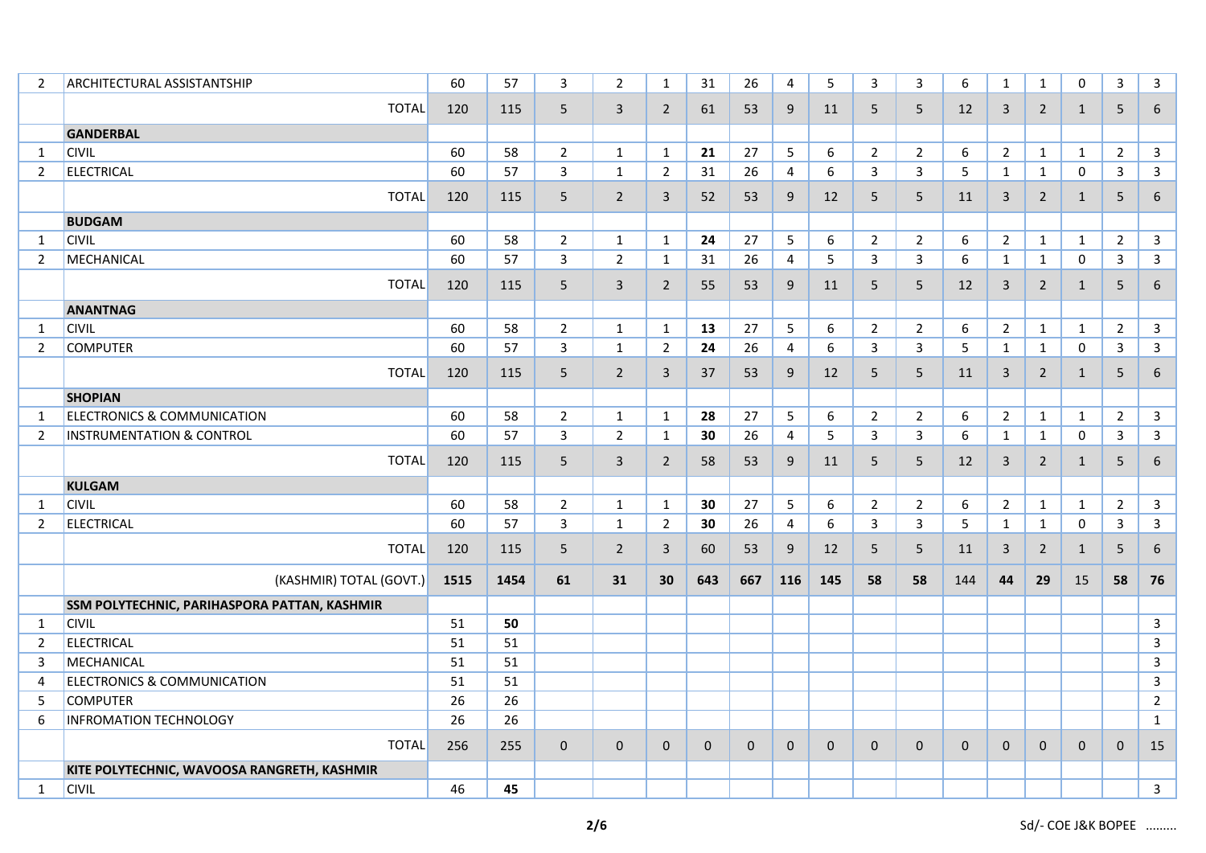| | | | | | | | | | | | | | | | | | | |
|---|---|---|---|---|---|---|---|---|---|---|---|---|---|---|---|---|---|---|
| 2 | ARCHITECTURAL ASSISTANTSHIP | 60 | 57 | 3 | 2 | 1 | 31 | 26 | 4 | 5 | 3 | 3 | 6 | 1 | 1 | 0 | 3 | 3 |
| | TOTAL | 120 | 115 | 5 | 3 | 2 | 61 | 53 | 9 | 11 | 5 | 5 | 12 | 3 | 2 | 1 | 5 | 6 |
| | **GANDERBAL** | | | | | | | | | | | | | | | | | |
| 1 | CIVIL | 60 | 58 | 2 | 1 | 1 | **21** | 27 | 5 | 6 | 2 | 2 | 6 | 2 | 1 | 1 | 2 | 3 |
| 2 | ELECTRICAL | 60 | 57 | 3 | 1 | 2 | 31 | 26 | 4 | 6 | 3 | 3 | 5 | 1 | 1 | 0 | 3 | 3 |
| | TOTAL | 120 | 115 | 5 | 2 | 3 | 52 | 53 | 9 | 12 | 5 | 5 | 11 | 3 | 2 | 1 | 5 | 6 |
| | **BUDGAM** | | | | | | | | | | | | | | | | | |
| 1 | CIVIL | 60 | 58 | 2 | 1 | 1 | **24** | 27 | 5 | 6 | 2 | 2 | 6 | 2 | 1 | 1 | 2 | 3 |
| 2 | MECHANICAL | 60 | 57 | 3 | 2 | 1 | 31 | 26 | 4 | 5 | 3 | 3 | 6 | 1 | 1 | 0 | 3 | 3 |
| | TOTAL | 120 | 115 | 5 | 3 | 2 | 55 | 53 | 9 | 11 | 5 | 5 | 12 | 3 | 2 | 1 | 5 | 6 |
| | **ANANTNAG** | | | | | | | | | | | | | | | | | |
| 1 | CIVIL | 60 | 58 | 2 | 1 | 1 | **13** | 27 | 5 | 6 | 2 | 2 | 6 | 2 | 1 | 1 | 2 | 3 |
| 2 | COMPUTER | 60 | 57 | 3 | 1 | 2 | **24** | 26 | 4 | 6 | 3 | 3 | 5 | 1 | 1 | 0 | 3 | 3 |
| | TOTAL | 120 | 115 | 5 | 2 | 3 | 37 | 53 | 9 | 12 | 5 | 5 | 11 | 3 | 2 | 1 | 5 | 6 |
| | **SHOPIAN** | | | | | | | | | | | | | | | | | |
| 1 | ELECTRONICS & COMMUNICATION | 60 | 58 | 2 | 1 | 1 | **28** | 27 | 5 | 6 | 2 | 2 | 6 | 2 | 1 | 1 | 2 | 3 |
| 2 | INSTRUMENTATION & CONTROL | 60 | 57 | 3 | 2 | 1 | **30** | 26 | 4 | 5 | 3 | 3 | 6 | 1 | 1 | 0 | 3 | 3 |
| | TOTAL | 120 | 115 | 5 | 3 | 2 | 58 | 53 | 9 | 11 | 5 | 5 | 12 | 3 | 2 | 1 | 5 | 6 |
| | **KULGAM** | | | | | | | | | | | | | | | | | |
| 1 | CIVIL | 60 | 58 | 2 | 1 | 1 | **30** | 27 | 5 | 6 | 2 | 2 | 6 | 2 | 1 | 1 | 2 | 3 |
| 2 | ELECTRICAL | 60 | 57 | 3 | 1 | 2 | **30** | 26 | 4 | 6 | 3 | 3 | 5 | 1 | 1 | 0 | 3 | 3 |
| | TOTAL | 120 | 115 | 5 | 2 | 3 | 60 | 53 | 9 | 12 | 5 | 5 | 11 | 3 | 2 | 1 | 5 | 6 |
| | (KASHMIR) TOTAL (GOVT.) | **1515** | **1454** | **61** | **31** | **30** | **643** | **667** | **116** | **145** | **58** | **58** | 144 | **44** | **29** | 15 | **58** | **76** |
| | **SSM POLYTECHNIC, PARIHASPORA PATTAN, KASHMIR** | | | | | | | | | | | | | | | | | |
| 1 | CIVIL | 51 | **50** | | | | | | | | | | | | | | | 3 |
| 2 | ELECTRICAL | 51 | 51 | | | | | | | | | | | | | | | 3 |
| 3 | MECHANICAL | 51 | 51 | | | | | | | | | | | | | | | 3 |
| 4 | ELECTRONICS & COMMUNICATION | 51 | 51 | | | | | | | | | | | | | | | 3 |
| 5 | COMPUTER | 26 | 26 | | | | | | | | | | | | | | | 2 |
| 6 | INFROMATION TECHNOLOGY | 26 | 26 | | | | | | | | | | | | | | | 1 |
| | TOTAL | 256 | 255 | 0 | 0 | 0 | 0 | 0 | 0 | 0 | 0 | 0 | 0 | 0 | 0 | 0 | 0 | 15 |
| | **KITE POLYTECHNIC, WAVOOSA RANGRETH, KASHMIR** | | | | | | | | | | | | | | | | | |
| 1 | CIVIL | 46 | **45** | | | | | | | | | | | | | | | 3 |

Sd/- COE J&K BOPEE .........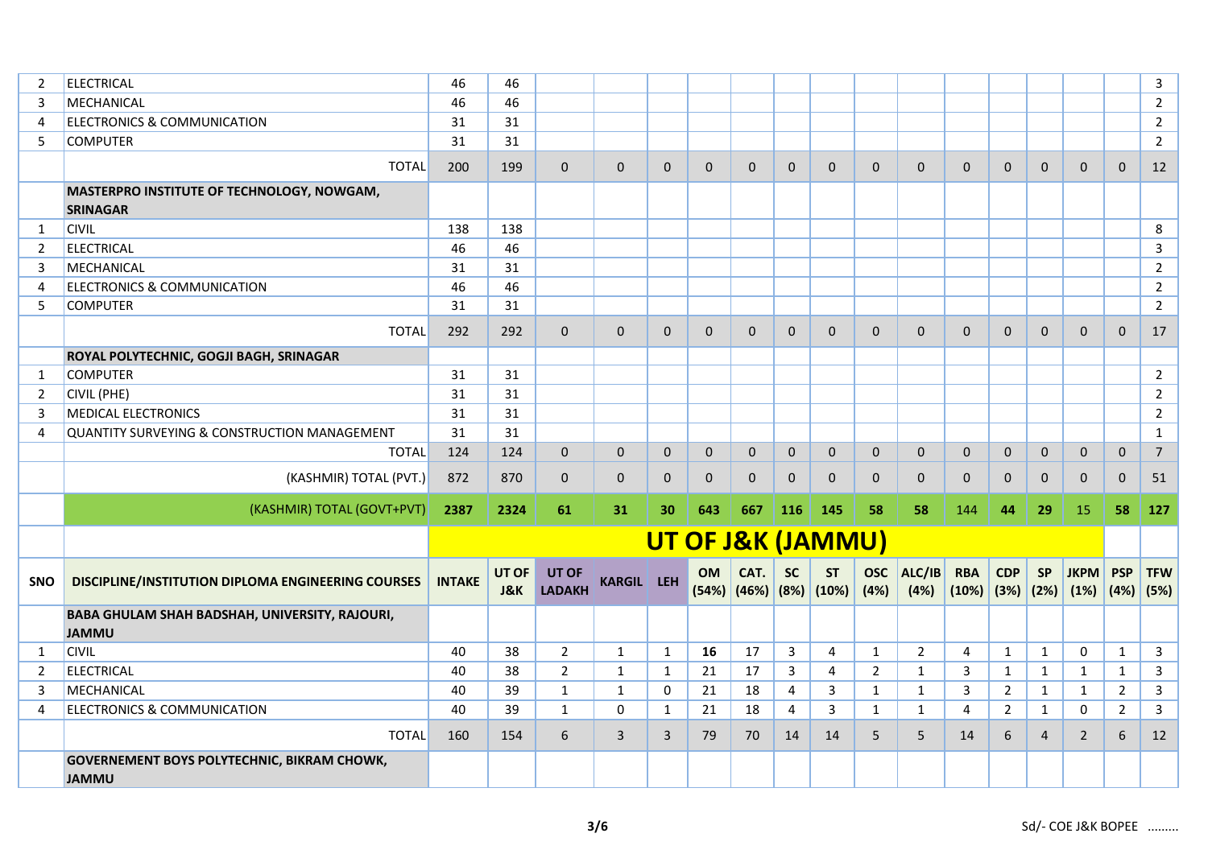| | | | | | | | | | | | | | | | | | | |
|---|---|---|---|---|---|---|---|---|---|---|---|---|---|---|---|---|---|---|
| 2 | ELECTRICAL | 46 | 46 | | | | | | | | | | | | | | | 3 |
| 3 | MECHANICAL | 46 | 46 | | | | | | | | | | | | | | | 2 |
| 4 | ELECTRONICS & COMMUNICATION | 31 | 31 | | | | | | | | | | | | | | | 2 |
| 5 | COMPUTER | 31 | 31 | | | | | | | | | | | | | | | 2 |
| | TOTAL | 200 | 199 | 0 | 0 | 0 | 0 | 0 | 0 | 0 | 0 | 0 | 0 | 0 | 0 | 0 | 0 | 12 |
| | **MASTERPRO INSTITUTE OF TECHNOLOGY, NOWGAM, SRINAGAR** | | | | | | | | | | | | | | | | | |
| 1 | CIVIL | 138 | 138 | | | | | | | | | | | | | | | 8 |
| 2 | ELECTRICAL | 46 | 46 | | | | | | | | | | | | | | | 3 |
| 3 | MECHANICAL | 31 | 31 | | | | | | | | | | | | | | | 2 |
| 4 | ELECTRONICS & COMMUNICATION | 46 | 46 | | | | | | | | | | | | | | | 2 |
| 5 | COMPUTER | 31 | 31 | | | | | | | | | | | | | | | 2 |
| | TOTAL | 292 | 292 | 0 | 0 | 0 | 0 | 0 | 0 | 0 | 0 | 0 | 0 | 0 | 0 | 0 | 0 | 17 |
| | **ROYAL POLYTECHNIC, GOGJI BAGH, SRINAGAR** | | | | | | | | | | | | | | | | | |
| 1 | COMPUTER | 31 | 31 | | | | | | | | | | | | | | | 2 |
| 2 | CIVIL (PHE) | 31 | 31 | | | | | | | | | | | | | | | 2 |
| 3 | MEDICAL ELECTRONICS | 31 | 31 | | | | | | | | | | | | | | | 2 |
| 4 | QUANTITY SURVEYING & CONSTRUCTION MANAGEMENT | 31 | 31 | | | | | | | | | | | | | | | 1 |
| | TOTAL | 124 | 124 | 0 | 0 | 0 | 0 | 0 | 0 | 0 | 0 | 0 | 0 | 0 | 0 | 0 | 0 | 7 |
| | (KASHMIR) TOTAL (PVT.) | 872 | 870 | 0 | 0 | 0 | 0 | 0 | 0 | 0 | 0 | 0 | 0 | 0 | 0 | 0 | 0 | 51 |
| | (KASHMIR) TOTAL (GOVT+PVT) | **2387** | **2324** | **61** | **31** | **30** | **643** | **667** | **116** | **145** | **58** | **58** | 144 | **44** | **29** | 15 | **58** | **127** |

## UT OF J&K (JAMMU)

| SNO | DISCIPLINE/INSTITUTION DIPLOMA ENGINEERING COURSES | INTAKE | UT OF J&K | UT OF LADAKH | KARGIL | LEH | OM (54%) | CAT. (46%) | SC (8%) | ST (10%) | OSC (4%) | ALC/IB (4%) | RBA (10%) | CDP (3%) | SP (2%) | JKPM (1%) | PSP (4%) | TFW (5%) |
|---|---|---|---|---|---|---|---|---|---|---|---|---|---|---|---|---|---|---|
| | **BABA GHULAM SHAH BADSHAH, UNIVERSITY, RAJOURI, JAMMU** | | | | | | | | | | | | | | | | | |
| 1 | CIVIL | 40 | 38 | 2 | 1 | 1 | **16** | 17 | 3 | 4 | 1 | 2 | 4 | 1 | 1 | 0 | 1 | 3 |
| 2 | ELECTRICAL | 40 | 38 | 2 | 1 | 1 | 21 | 17 | 3 | 4 | 2 | 1 | 3 | 1 | 1 | 1 | 1 | 3 |
| 3 | MECHANICAL | 40 | 39 | 1 | 1 | 0 | 21 | 18 | 4 | 3 | 1 | 1 | 3 | 2 | 1 | 1 | 2 | 3 |
| 4 | ELECTRONICS & COMMUNICATION | 40 | 39 | 1 | 0 | 1 | 21 | 18 | 4 | 3 | 1 | 1 | 4 | 2 | 1 | 0 | 2 | 3 |
| | TOTAL | 160 | 154 | 6 | 3 | 3 | 79 | 70 | 14 | 14 | 5 | 5 | 14 | 6 | 4 | 2 | 6 | 12 |
| | **GOVERENEMENT BOYS POLYTECHNIC, BIKRAM CHOWK, JAMMU** | | | | | | | | | | | | | | | | | |

Sd/- COE J&K BOPEE .........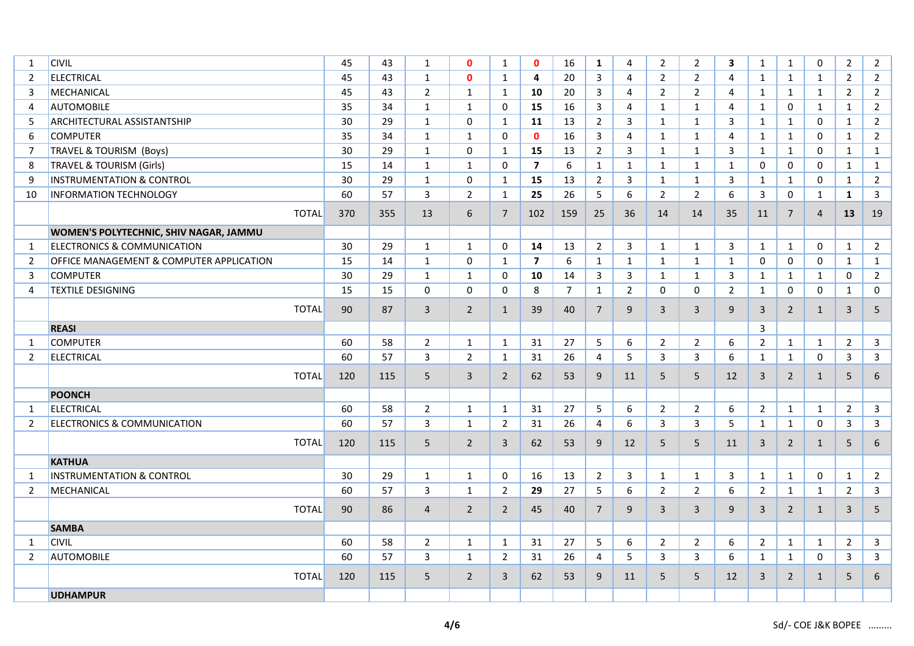| | | | | | | | | | | | | | | | | | | |
|---|---|---|---|---|---|---|---|---|---|---|---|---|---|---|---|---|---|---|
| 1 | CIVIL | 45 | 43 | 1 | **0** | 1 | **0** | 16 | **1** | 4 | 2 | 2 | **3** | 1 | 1 | 0 | 2 | 2 |
| 2 | ELECTRICAL | 45 | 43 | 1 | **0** | 1 | **4** | 20 | 3 | 4 | 2 | 2 | 4 | 1 | 1 | 1 | 2 | 2 |
| 3 | MECHANICAL | 45 | 43 | 2 | 1 | 1 | **10** | 20 | 3 | 4 | 2 | 2 | 4 | 1 | 1 | 1 | 2 | 2 |
| 4 | AUTOMOBILE | 35 | 34 | 1 | 1 | 0 | **15** | 16 | 3 | 4 | 1 | 1 | 4 | 1 | 0 | 1 | 1 | 2 |
| 5 | ARCHITECTURAL ASSISTANTSHIP | 30 | 29 | 1 | 0 | 1 | **11** | 13 | 2 | 3 | 1 | 1 | 3 | 1 | 1 | 0 | 1 | 2 |
| 6 | COMPUTER | 35 | 34 | 1 | 1 | 0 | **0** | 16 | 3 | 4 | 1 | 1 | 4 | 1 | 1 | 0 | 1 | 2 |
| 7 | TRAVEL & TOURISM (Boys) | 30 | 29 | 1 | 0 | 1 | **15** | 13 | 2 | 3 | 1 | 1 | 3 | 1 | 1 | 0 | 1 | 1 |
| 8 | TRAVEL & TOURISM (Girls) | 15 | 14 | 1 | 1 | 0 | **7** | 6 | 1 | 1 | 1 | 1 | 1 | 0 | 0 | 0 | 1 | 1 |
| 9 | INSTRUMENTATION & CONTROL | 30 | 29 | 1 | 0 | 1 | **15** | 13 | 2 | 3 | 1 | 1 | 3 | 1 | 1 | 0 | 1 | 2 |
| 10 | INFORMATION TECHNOLOGY | 60 | 57 | 3 | 2 | 1 | **25** | 26 | 5 | 6 | 2 | 2 | 6 | 3 | 0 | 1 | **1** | 3 |
| | TOTAL | 370 | 355 | 13 | 6 | 7 | 102 | 159 | 25 | 36 | 14 | 14 | 35 | 11 | 7 | 4 | **13** | 19 |
| | **WOMEN'S POLYTECHNIC, SHIV NAGAR, JAMMU** | | | | | | | | | | | | | | | | | |
| 1 | ELECTRONICS & COMMUNICATION | 30 | 29 | 1 | 1 | 0 | **14** | 13 | 2 | 3 | 1 | 1 | 3 | 1 | 1 | 0 | 1 | 2 |
| 2 | OFFICE MANAGEMENT & COMPUTER APPLICATION | 15 | 14 | 1 | 0 | 1 | **7** | 6 | 1 | 1 | 1 | 1 | 1 | 0 | 0 | 0 | 1 | 1 |
| 3 | COMPUTER | 30 | 29 | 1 | 1 | 0 | **10** | 14 | 3 | 3 | 1 | 1 | 3 | 1 | 1 | 1 | 0 | 2 |
| 4 | TEXTILE DESIGNING | 15 | 15 | 0 | 0 | 0 | 8 | 7 | 1 | 2 | 0 | 0 | 2 | 1 | 0 | 0 | 1 | 0 |
| | TOTAL | 90 | 87 | 3 | 2 | 1 | 39 | 40 | 7 | 9 | 3 | 3 | 9 | 3 | 2 | 1 | 3 | 5 |
| | **REASI** | | | | | | | | | | | | | 3 | | | | |
| 1 | COMPUTER | 60 | 58 | 2 | 1 | 1 | 31 | 27 | 5 | 6 | 2 | 2 | 6 | 2 | 1 | 1 | 2 | 3 |
| 2 | ELECTRICAL | 60 | 57 | 3 | 2 | 1 | 31 | 26 | 4 | 5 | 3 | 3 | 6 | 1 | 1 | 0 | 3 | 3 |
| | TOTAL | 120 | 115 | 5 | 3 | 2 | 62 | 53 | 9 | 11 | 5 | 5 | 12 | 3 | 2 | 1 | 5 | 6 |
| | **POONCH** | | | | | | | | | | | | | | | | | |
| 1 | ELECTRICAL | 60 | 58 | 2 | 1 | 1 | 31 | 27 | 5 | 6 | 2 | 2 | 6 | 2 | 1 | 1 | 2 | 3 |
| 2 | ELECTRONICS & COMMUNICATION | 60 | 57 | 3 | 1 | 2 | 31 | 26 | 4 | 6 | 3 | 3 | 5 | 1 | 1 | 0 | 3 | 3 |
| | TOTAL | 120 | 115 | 5 | 2 | 3 | 62 | 53 | 9 | 12 | 5 | 5 | 11 | 3 | 2 | 1 | 5 | 6 |
| | **KATHUA** | | | | | | | | | | | | | | | | | |
| 1 | INSTRUMENTATION & CONTROL | 30 | 29 | 1 | 1 | 0 | 16 | 13 | 2 | 3 | 1 | 1 | 3 | 1 | 1 | 0 | 1 | 2 |
| 2 | MECHANICAL | 60 | 57 | 3 | 1 | 2 | **29** | 27 | 5 | 6 | 2 | 2 | 6 | 2 | 1 | 1 | 2 | 3 |
| | TOTAL | 90 | 86 | 4 | 2 | 2 | 45 | 40 | 7 | 9 | 3 | 3 | 9 | 3 | 2 | 1 | 3 | 5 |
| | **SAMBA** | | | | | | | | | | | | | | | | | |
| 1 | CIVIL | 60 | 58 | 2 | 1 | 1 | 31 | 27 | 5 | 6 | 2 | 2 | 6 | 2 | 1 | 1 | 2 | 3 |
| 2 | AUTOMOBILE | 60 | 57 | 3 | 1 | 2 | 31 | 26 | 4 | 5 | 3 | 3 | 6 | 1 | 1 | 0 | 3 | 3 |
| | TOTAL | 120 | 115 | 5 | 2 | 3 | 62 | 53 | 9 | 11 | 5 | 5 | 12 | 3 | 2 | 1 | 5 | 6 |
| | **UDHAMPUR** | | | | | | | | | | | | | | | | | |

Sd/- COE J&K BOPEE .........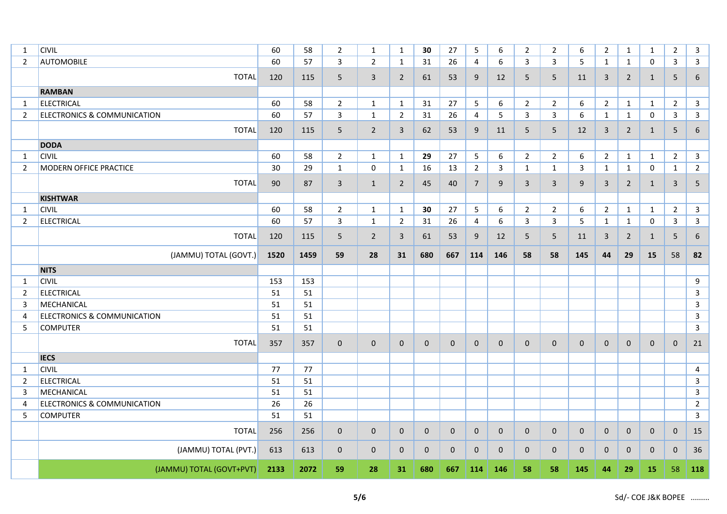| 1 | CIVIL | 60 | 58 | 2 | 1 | 1 | **30** | 27 | 5 | 6 | 2 | 2 | 6 | 2 | 1 | 1 | 2 | 3 |
|---|---|---|---|---|---|---|---|---|---|---|---|---|---|---|---|---|---|---|
| 2 | AUTOMOBILE | 60 | 57 | 3 | 2 | 1 | 31 | 26 | 4 | 6 | 3 | 3 | 5 | 1 | 1 | 0 | 3 | 3 |
| | TOTAL | 120 | 115 | 5 | 3 | 2 | 61 | 53 | 9 | 12 | 5 | 5 | 11 | 3 | 2 | 1 | 5 | 6 |
| | **RAMBAN** | | | | | | | | | | | | | | | | | |
| 1 | ELECTRICAL | 60 | 58 | 2 | 1 | 1 | 31 | 27 | 5 | 6 | 2 | 2 | 6 | 2 | 1 | 1 | 2 | 3 |
| 2 | ELECTRONICS & COMMUNICATION | 60 | 57 | 3 | 1 | 2 | 31 | 26 | 4 | 5 | 3 | 3 | 6 | 1 | 1 | 0 | 3 | 3 |
| | TOTAL | 120 | 115 | 5 | 2 | 3 | 62 | 53 | 9 | 11 | 5 | 5 | 12 | 3 | 2 | 1 | 5 | 6 |
| | **DODA** | | | | | | | | | | | | | | | | | |
| 1 | CIVIL | 60 | 58 | 2 | 1 | 1 | **29** | 27 | 5 | 6 | 2 | 2 | 6 | 2 | 1 | 1 | 2 | 3 |
| 2 | MODERN OFFICE PRACTICE | 30 | 29 | 1 | 0 | 1 | 16 | 13 | 2 | 3 | 1 | 1 | 3 | 1 | 1 | 0 | 1 | 2 |
| | TOTAL | 90 | 87 | 3 | 1 | 2 | 45 | 40 | 7 | 9 | 3 | 3 | 9 | 3 | 2 | 1 | 3 | 5 |
| | **KISHTWAR** | | | | | | | | | | | | | | | | | |
| 1 | CIVIL | 60 | 58 | 2 | 1 | 1 | **30** | 27 | 5 | 6 | 2 | 2 | 6 | 2 | 1 | 1 | 2 | 3 |
| 2 | ELECTRICAL | 60 | 57 | 3 | 1 | 2 | 31 | 26 | 4 | 6 | 3 | 3 | 5 | 1 | 1 | 0 | 3 | 3 |
| | TOTAL | 120 | 115 | 5 | 2 | 3 | 61 | 53 | 9 | 12 | 5 | 5 | 11 | 3 | 2 | 1 | 5 | 6 |
| | (JAMMU) TOTAL (GOVT.) | **1520** | **1459** | **59** | **28** | **31** | **680** | **667** | **114** | **146** | **58** | **58** | **145** | **44** | **29** | **15** | 58 | **82** |
| | **NITS** | | | | | | | | | | | | | | | | | |
| 1 | CIVIL | 153 | 153 | | | | | | | | | | | | | | | 9 |
| 2 | ELECTRICAL | 51 | 51 | | | | | | | | | | | | | | | 3 |
| 3 | MECHANICAL | 51 | 51 | | | | | | | | | | | | | | | 3 |
| 4 | ELECTRONICS & COMMUNICATION | 51 | 51 | | | | | | | | | | | | | | | 3 |
| 5 | COMPUTER | 51 | 51 | | | | | | | | | | | | | | | 3 |
| | TOTAL | 357 | 357 | 0 | 0 | 0 | 0 | 0 | 0 | 0 | 0 | 0 | 0 | 0 | 0 | 0 | 0 | 21 |
| | **IECS** | | | | | | | | | | | | | | | | | |
| 1 | CIVIL | 77 | 77 | | | | | | | | | | | | | | | 4 |
| 2 | ELECTRICAL | 51 | 51 | | | | | | | | | | | | | | | 3 |
| 3 | MECHANICAL | 51 | 51 | | | | | | | | | | | | | | | 3 |
| 4 | ELECTRONICS & COMMUNICATION | 26 | 26 | | | | | | | | | | | | | | | 2 |
| 5 | COMPUTER | 51 | 51 | | | | | | | | | | | | | | | 3 |
| | TOTAL | 256 | 256 | 0 | 0 | 0 | 0 | 0 | 0 | 0 | 0 | 0 | 0 | 0 | 0 | 0 | 0 | 15 |
| | (JAMMU) TOTAL (PVT.) | 613 | 613 | 0 | 0 | 0 | 0 | 0 | 0 | 0 | 0 | 0 | 0 | 0 | 0 | 0 | 0 | 36 |
| | (JAMMU) TOTAL (GOVT+PVT) | **2133** | **2072** | **59** | **28** | **31** | **680** | **667** | **114** | **146** | **58** | **58** | **145** | **44** | **29** | **15** | 58 | **118** |

Sd/- COE J&K BOPEE .........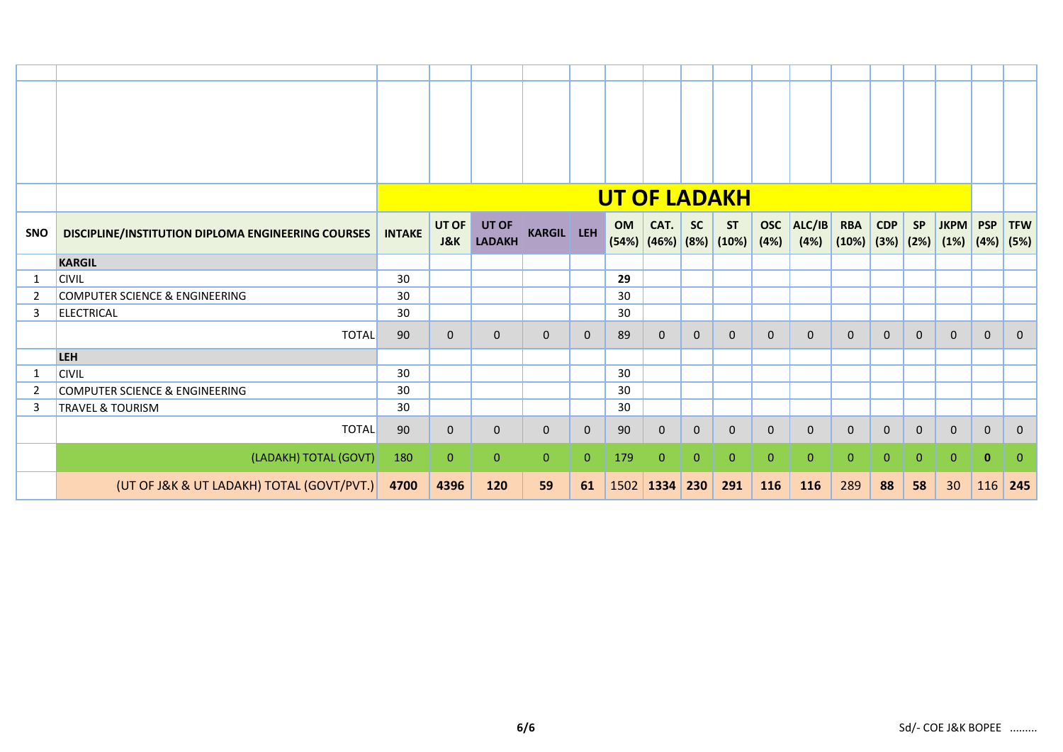| SNO | DISCIPLINE/INSTITUTION DIPLOMA ENGINEERING COURSES | INTAKE | UT OF J&K | UT OF LADAKH | KARGIL | LEH | OM (54%) | CAT. (46%) | SC (8%) | ST (10%) | OSC (4%) | ALC/IB (4%) | RBA (10%) | CDP (3%) | SP (2%) | JKPM (1%) | PSP (4%) | TFW (5%) |
|---|---|---|---|---|---|---|---|---|---|---|---|---|---|---|---|---|---|---|
| | | | | | | | **UT OF LADAKH** | | | | | | | | | | | |
| | **KARGIL** | | | | | | | | | | | | | | | | | |
| 1 | CIVIL | 30 | | | | | **29** | | | | | | | | | | | |
| 2 | COMPUTER SCIENCE & ENGINEERING | 30 | | | | | 30 | | | | | | | | | | | |
| 3 | ELECTRICAL | 30 | | | | | 30 | | | | | | | | | | | |
| | TOTAL | 90 | 0 | 0 | 0 | 0 | 89 | 0 | 0 | 0 | 0 | 0 | 0 | 0 | 0 | 0 | 0 | 0 |
| | **LEH** | | | | | | | | | | | | | | | | | |
| 1 | CIVIL | 30 | | | | | 30 | | | | | | | | | | | |
| 2 | COMPUTER SCIENCE & ENGINEERING | 30 | | | | | 30 | | | | | | | | | | | |
| 3 | TRAVEL & TOURISM | 30 | | | | | 30 | | | | | | | | | | | |
| | TOTAL | 90 | 0 | 0 | 0 | 0 | 90 | 0 | 0 | 0 | 0 | 0 | 0 | 0 | 0 | 0 | 0 | 0 |
| | (LADAKH) TOTAL (GOVT) | 180 | 0 | 0 | 0 | 0 | 179 | 0 | 0 | 0 | 0 | 0 | 0 | 0 | 0 | 0 | **0** | 0 |
| | (UT OF J&K & UT LADAKH) TOTAL (GOVT/PVT.) | **4700** | **4396** | **120** | **59** | **61** | 1502 | **1334** | **230** | **291** | **116** | **116** | 289 | **88** | **58** | 30 | 116 | **245** |

Sd/- COE J&K BOPEE .........